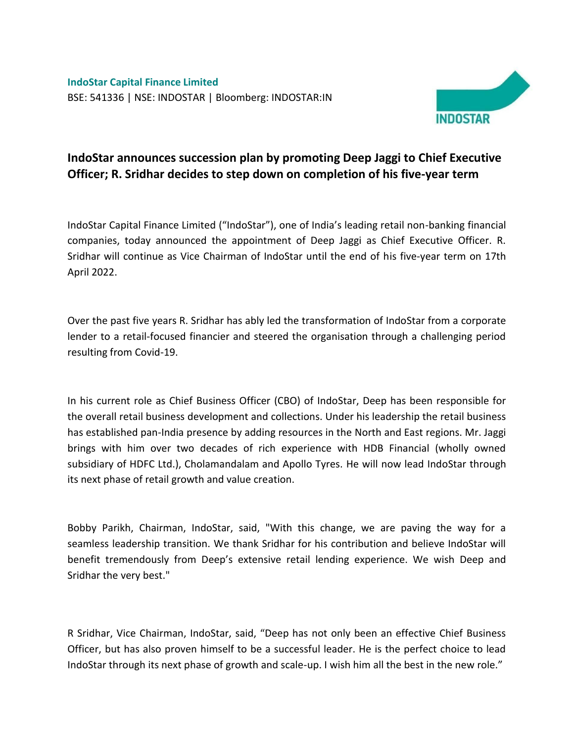**IndoStar Capital Finance Limited**
BSE: 541336 | NSE: INDOSTAR | Bloomberg: INDOSTAR:IN

## IndoStar announces succession plan by promoting Deep Jaggi to Chief Executive Officer; R. Sridhar decides to step down on completion of his five-year term

IndoStar Capital Finance Limited ("IndoStar"), one of India's leading retail non-banking financial companies, today announced the appointment of Deep Jaggi as Chief Executive Officer. R. Sridhar will continue as Vice Chairman of IndoStar until the end of his five-year term on 17th April 2022.

Over the past five years R. Sridhar has ably led the transformation of IndoStar from a corporate lender to a retail-focused financier and steered the organisation through a challenging period resulting from Covid-19.

In his current role as Chief Business Officer (CBO) of IndoStar, Deep has been responsible for the overall retail business development and collections. Under his leadership the retail business has established pan-India presence by adding resources in the North and East regions. Mr. Jaggi brings with him over two decades of rich experience with HDB Financial (wholly owned subsidiary of HDFC Ltd.), Cholamandalam and Apollo Tyres. He will now lead IndoStar through its next phase of retail growth and value creation.

Bobby Parikh, Chairman, IndoStar, said, "With this change, we are paving the way for a seamless leadership transition. We thank Sridhar for his contribution and believe IndoStar will benefit tremendously from Deep's extensive retail lending experience. We wish Deep and Sridhar the very best."

R Sridhar, Vice Chairman, IndoStar, said, "Deep has not only been an effective Chief Business Officer, but has also proven himself to be a successful leader. He is the perfect choice to lead IndoStar through its next phase of growth and scale-up. I wish him all the best in the new role."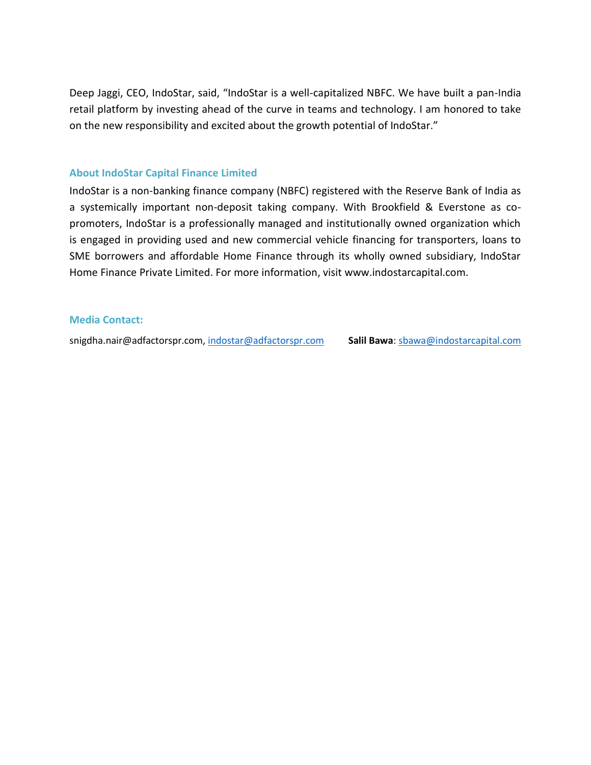Deep Jaggi, CEO, IndoStar, said, “IndoStar is a well-capitalized NBFC. We have built a pan-India retail platform by investing ahead of the curve in teams and technology. I am honored to take on the new responsibility and excited about the growth potential of IndoStar.”

### About IndoStar Capital Finance Limited

IndoStar is a non-banking finance company (NBFC) registered with the Reserve Bank of India as a systemically important non-deposit taking company. With Brookfield & Everstone as co-promoters, IndoStar is a professionally managed and institutionally owned organization which is engaged in providing used and new commercial vehicle financing for transporters, loans to SME borrowers and affordable Home Finance through its wholly owned subsidiary, IndoStar Home Finance Private Limited. For more information, visit www.indostarcapital.com.

### Media Contact:

snigdha.nair@adfactorspr.com, indostar@adfactorspr.com

**Salil Bawa**: sbawa@indostarcapital.com